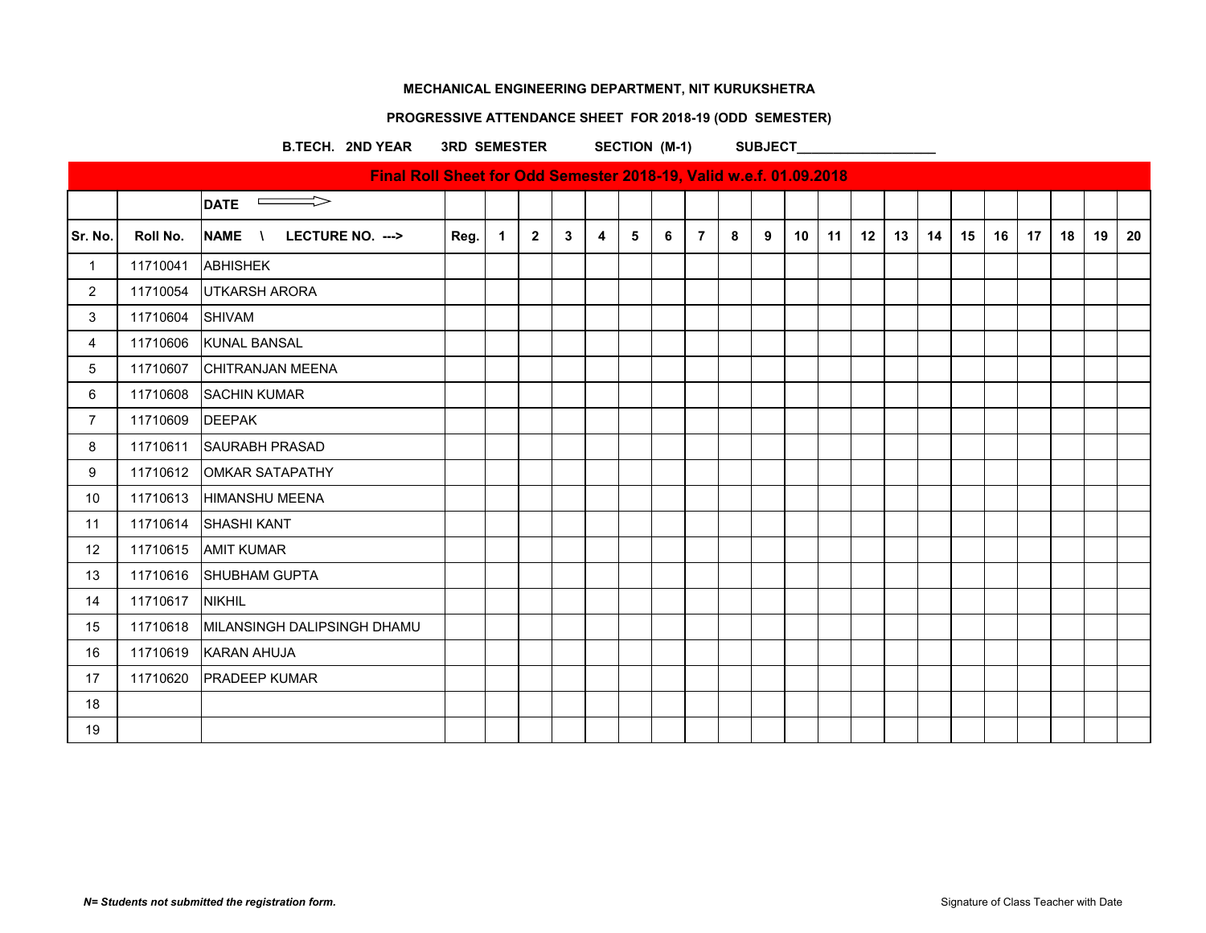**MECHANICAL ENGINEERING DEPARTMENT, NIT KURUKSHETRA**

**PROGRESSIVE ATTENDANCE SHEET FOR 2018-19 (ODD SEMESTER)**

**B.TECH. 2ND YEAR 3RD SEMESTER SECTION (M-1) SUBJECT___________________**

**Final Roll Sheet for Odd Semester 2018-19, Valid w.e.f. 01.09.2018**

| | | DATE ⟹ | | | | | | | | | | | | | | | | | | | | | |
|---|---|---|---|---|---|---|---|---|---|---|---|---|---|---|---|---|---|---|---|---|---|---|---|
| **Sr. No.** | **Roll No.** | **NAME \ LECTURE NO. --->** | **Reg.** | **1** | **2** | **3** | **4** | **5** | **6** | **7** | **8** | **9** | **10** | **11** | **12** | **13** | **14** | **15** | **16** | **17** | **18** | **19** | **20** |
| 1 | 11710041 | ABHISHEK | | | | | | | | | | | | | | | | | | | | | |
| 2 | 11710054 | UTKARSH ARORA | | | | | | | | | | | | | | | | | | | | | |
| 3 | 11710604 | SHIVAM | | | | | | | | | | | | | | | | | | | | | |
| 4 | 11710606 | KUNAL BANSAL | | | | | | | | | | | | | | | | | | | | | |
| 5 | 11710607 | CHITRANJAN MEENA | | | | | | | | | | | | | | | | | | | | | |
| 6 | 11710608 | SACHIN KUMAR | | | | | | | | | | | | | | | | | | | | | |
| 7 | 11710609 | DEEPAK | | | | | | | | | | | | | | | | | | | | | |
| 8 | 11710611 | SAURABH PRASAD | | | | | | | | | | | | | | | | | | | | | |
| 9 | 11710612 | OMKAR SATAPATHY | | | | | | | | | | | | | | | | | | | | | |
| 10 | 11710613 | HIMANSHU MEENA | | | | | | | | | | | | | | | | | | | | | |
| 11 | 11710614 | SHASHI KANT | | | | | | | | | | | | | | | | | | | | | |
| 12 | 11710615 | AMIT KUMAR | | | | | | | | | | | | | | | | | | | | | |
| 13 | 11710616 | SHUBHAM GUPTA | | | | | | | | | | | | | | | | | | | | | |
| 14 | 11710617 | NIKHIL | | | | | | | | | | | | | | | | | | | | | |
| 15 | 11710618 | MILANSINGH DALIPSINGH DHAMU | | | | | | | | | | | | | | | | | | | | | |
| 16 | 11710619 | KARAN AHUJA | | | | | | | | | | | | | | | | | | | | | |
| 17 | 11710620 | PRADEEP KUMAR | | | | | | | | | | | | | | | | | | | | | |
| 18 | | | | | | | | | | | | | | | | | | | | | | | |
| 19 | | | | | | | | | | | | | | | | | | | | | | | |

***N= Students not submitted the registration form.***

Signature of Class Teacher with Date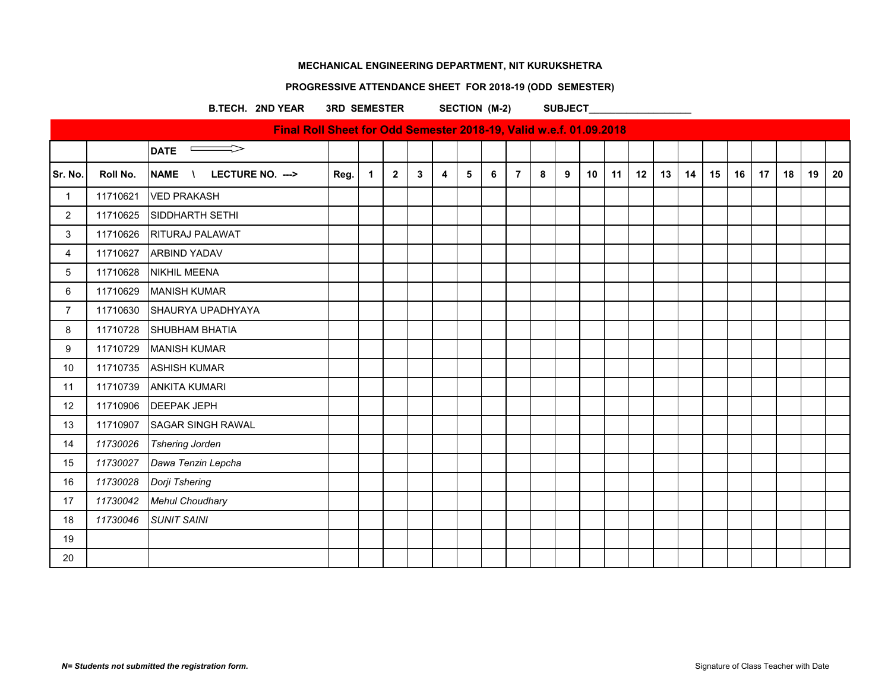**MECHANICAL ENGINEERING DEPARTMENT, NIT KURUKSHETRA**

**PROGRESSIVE ATTENDANCE SHEET FOR 2018-19 (ODD SEMESTER)**

**B.TECH. 2ND YEAR 3RD SEMESTER SECTION (M-2) SUBJECT\_\_\_\_\_\_\_\_\_\_\_\_\_\_\_\_\_\_\_**

**Final Roll Sheet for Odd Semester 2018-19, Valid w.e.f. 01.09.2018**

| | | **DATE** ⟹ | | | | | | | | | | | | | | | | | | | | | |
|---|---|---|---|---|---|---|---|---|---|---|---|---|---|---|---|---|---|---|---|---|---|---|---|
| **Sr. No.** | **Roll No.** | **NAME \ LECTURE NO. --->** | **Reg.** | **1** | **2** | **3** | **4** | **5** | **6** | **7** | **8** | **9** | **10** | **11** | **12** | **13** | **14** | **15** | **16** | **17** | **18** | **19** | **20** |
| 1 | 11710621 | VED PRAKASH | | | | | | | | | | | | | | | | | | | | | |
| 2 | 11710625 | SIDDHARTH SETHI | | | | | | | | | | | | | | | | | | | | | |
| 3 | 11710626 | RITURAJ PALAWAT | | | | | | | | | | | | | | | | | | | | | |
| 4 | 11710627 | ARBIND YADAV | | | | | | | | | | | | | | | | | | | | | |
| 5 | 11710628 | NIKHIL MEENA | | | | | | | | | | | | | | | | | | | | | |
| 6 | 11710629 | MANISH KUMAR | | | | | | | | | | | | | | | | | | | | | |
| 7 | 11710630 | SHAURYA UPADHYAYA | | | | | | | | | | | | | | | | | | | | | |
| 8 | 11710728 | SHUBHAM BHATIA | | | | | | | | | | | | | | | | | | | | | |
| 9 | 11710729 | MANISH KUMAR | | | | | | | | | | | | | | | | | | | | | |
| 10 | 11710735 | ASHISH KUMAR | | | | | | | | | | | | | | | | | | | | | |
| 11 | 11710739 | ANKITA KUMARI | | | | | | | | | | | | | | | | | | | | | |
| 12 | 11710906 | DEEPAK JEPH | | | | | | | | | | | | | | | | | | | | | |
| 13 | 11710907 | SAGAR SINGH RAWAL | | | | | | | | | | | | | | | | | | | | | |
| 14 | *11730026* | *Tshering Jorden* | | | | | | | | | | | | | | | | | | | | | |
| 15 | *11730027* | *Dawa Tenzin Lepcha* | | | | | | | | | | | | | | | | | | | | | |
| 16 | *11730028* | *Dorji Tshering* | | | | | | | | | | | | | | | | | | | | | |
| 17 | *11730042* | *Mehul Choudhary* | | | | | | | | | | | | | | | | | | | | | |
| 18 | *11730046* | *SUNIT SAINI* | | | | | | | | | | | | | | | | | | | | | |
| 19 | | | | | | | | | | | | | | | | | | | | | | | |
| 20 | | | | | | | | | | | | | | | | | | | | | | | |

***N= Students not submitted the registration form.***

Signature of Class Teacher with Date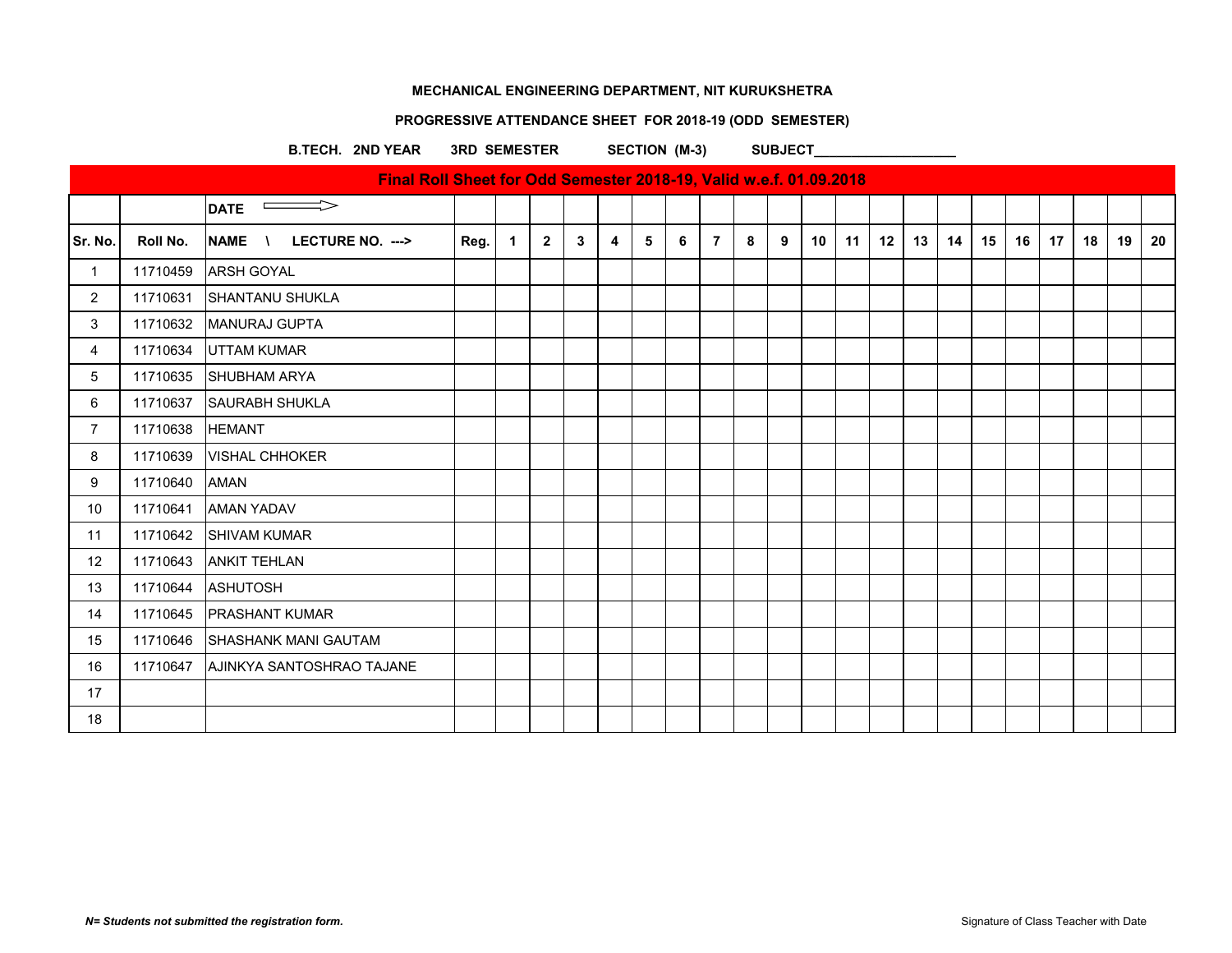**MECHANICAL ENGINEERING DEPARTMENT, NIT KURUKSHETRA**

**PROGRESSIVE ATTENDANCE SHEET FOR 2018-19 (ODD SEMESTER)**

**B.TECH. 2ND YEAR 3RD SEMESTER SECTION (M-3) SUBJECT___________________**

| Final Roll Sheet for Odd Semester 2018-19, Valid w.e.f. 01.09.2018 | | | | | | | | | | | | | | | | | | | | | | | |
|---|---|---|---|---|---|---|---|---|---|---|---|---|---|---|---|---|---|---|---|---|---|---|---|
| | | **DATE** ⟹ | | | | | | | | | | | | | | | | | | | | | |
| **Sr. No.** | **Roll No.** | **NAME \ LECTURE NO. --->** | **Reg.** | **1** | **2** | **3** | **4** | **5** | **6** | **7** | **8** | **9** | **10** | **11** | **12** | **13** | **14** | **15** | **16** | **17** | **18** | **19** | **20** |
| 1 | 11710459 | ARSH GOYAL | | | | | | | | | | | | | | | | | | | | | |
| 2 | 11710631 | SHANTANU SHUKLA | | | | | | | | | | | | | | | | | | | | | |
| 3 | 11710632 | MANURAJ GUPTA | | | | | | | | | | | | | | | | | | | | | |
| 4 | 11710634 | UTTAM KUMAR | | | | | | | | | | | | | | | | | | | | | |
| 5 | 11710635 | SHUBHAM ARYA | | | | | | | | | | | | | | | | | | | | | |
| 6 | 11710637 | SAURABH SHUKLA | | | | | | | | | | | | | | | | | | | | | |
| 7 | 11710638 | HEMANT | | | | | | | | | | | | | | | | | | | | | |
| 8 | 11710639 | VISHAL CHHOKER | | | | | | | | | | | | | | | | | | | | | |
| 9 | 11710640 | AMAN | | | | | | | | | | | | | | | | | | | | | |
| 10 | 11710641 | AMAN YADAV | | | | | | | | | | | | | | | | | | | | | |
| 11 | 11710642 | SHIVAM KUMAR | | | | | | | | | | | | | | | | | | | | | |
| 12 | 11710643 | ANKIT TEHLAN | | | | | | | | | | | | | | | | | | | | | |
| 13 | 11710644 | ASHUTOSH | | | | | | | | | | | | | | | | | | | | | |
| 14 | 11710645 | PRASHANT KUMAR | | | | | | | | | | | | | | | | | | | | | |
| 15 | 11710646 | SHASHANK MANI GAUTAM | | | | | | | | | | | | | | | | | | | | | |
| 16 | 11710647 | AJINKYA SANTOSHRAO TAJANE | | | | | | | | | | | | | | | | | | | | | |
| 17 | | | | | | | | | | | | | | | | | | | | | | | |
| 18 | | | | | | | | | | | | | | | | | | | | | | | |

***N= Students not submitted the registration form.***

Signature of Class Teacher with Date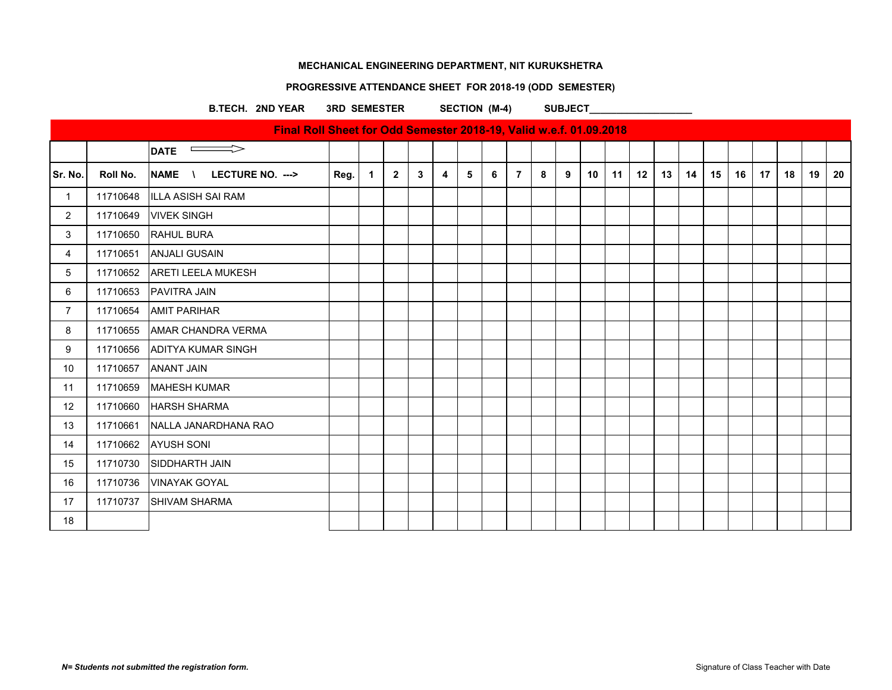**MECHANICAL ENGINEERING DEPARTMENT, NIT KURUKSHETRA**

**PROGRESSIVE ATTENDANCE SHEET FOR 2018-19 (ODD SEMESTER)**

**B.TECH. 2ND YEAR 3RD SEMESTER SECTION (M-4) SUBJECT\_\_\_\_\_\_\_\_\_\_\_\_\_\_\_\_\_\_\_**

**Final Roll Sheet for Odd Semester 2018-19, Valid w.e.f. 01.09.2018**

| | | DATE ⟹ | | | | | | | | | | | | | | | | | | | | | |
|---|---|---|---|---|---|---|---|---|---|---|---|---|---|---|---|---|---|---|---|---|---|---|---|
| **Sr. No.** | **Roll No.** | **NAME \ LECTURE NO. --->** | **Reg.** | **1** | **2** | **3** | **4** | **5** | **6** | **7** | **8** | **9** | **10** | **11** | **12** | **13** | **14** | **15** | **16** | **17** | **18** | **19** | **20** |
| 1 | 11710648 | ILLA ASISH SAI RAM | | | | | | | | | | | | | | | | | | | | | |
| 2 | 11710649 | VIVEK SINGH | | | | | | | | | | | | | | | | | | | | | |
| 3 | 11710650 | RAHUL BURA | | | | | | | | | | | | | | | | | | | | | |
| 4 | 11710651 | ANJALI GUSAIN | | | | | | | | | | | | | | | | | | | | | |
| 5 | 11710652 | ARETI LEELA MUKESH | | | | | | | | | | | | | | | | | | | | | |
| 6 | 11710653 | PAVITRA JAIN | | | | | | | | | | | | | | | | | | | | | |
| 7 | 11710654 | AMIT PARIHAR | | | | | | | | | | | | | | | | | | | | | |
| 8 | 11710655 | AMAR CHANDRA VERMA | | | | | | | | | | | | | | | | | | | | | |
| 9 | 11710656 | ADITYA KUMAR SINGH | | | | | | | | | | | | | | | | | | | | | |
| 10 | 11710657 | ANANT JAIN | | | | | | | | | | | | | | | | | | | | | |
| 11 | 11710659 | MAHESH KUMAR | | | | | | | | | | | | | | | | | | | | | |
| 12 | 11710660 | HARSH SHARMA | | | | | | | | | | | | | | | | | | | | | |
| 13 | 11710661 | NALLA JANARDHANA RAO | | | | | | | | | | | | | | | | | | | | | |
| 14 | 11710662 | AYUSH SONI | | | | | | | | | | | | | | | | | | | | | |
| 15 | 11710730 | SIDDHARTH JAIN | | | | | | | | | | | | | | | | | | | | | |
| 16 | 11710736 | VINAYAK GOYAL | | | | | | | | | | | | | | | | | | | | | |
| 17 | 11710737 | SHIVAM SHARMA | | | | | | | | | | | | | | | | | | | | | |
| 18 | | | | | | | | | | | | | | | | | | | | | | | |

***N= Students not submitted the registration form.***

Signature of Class Teacher with Date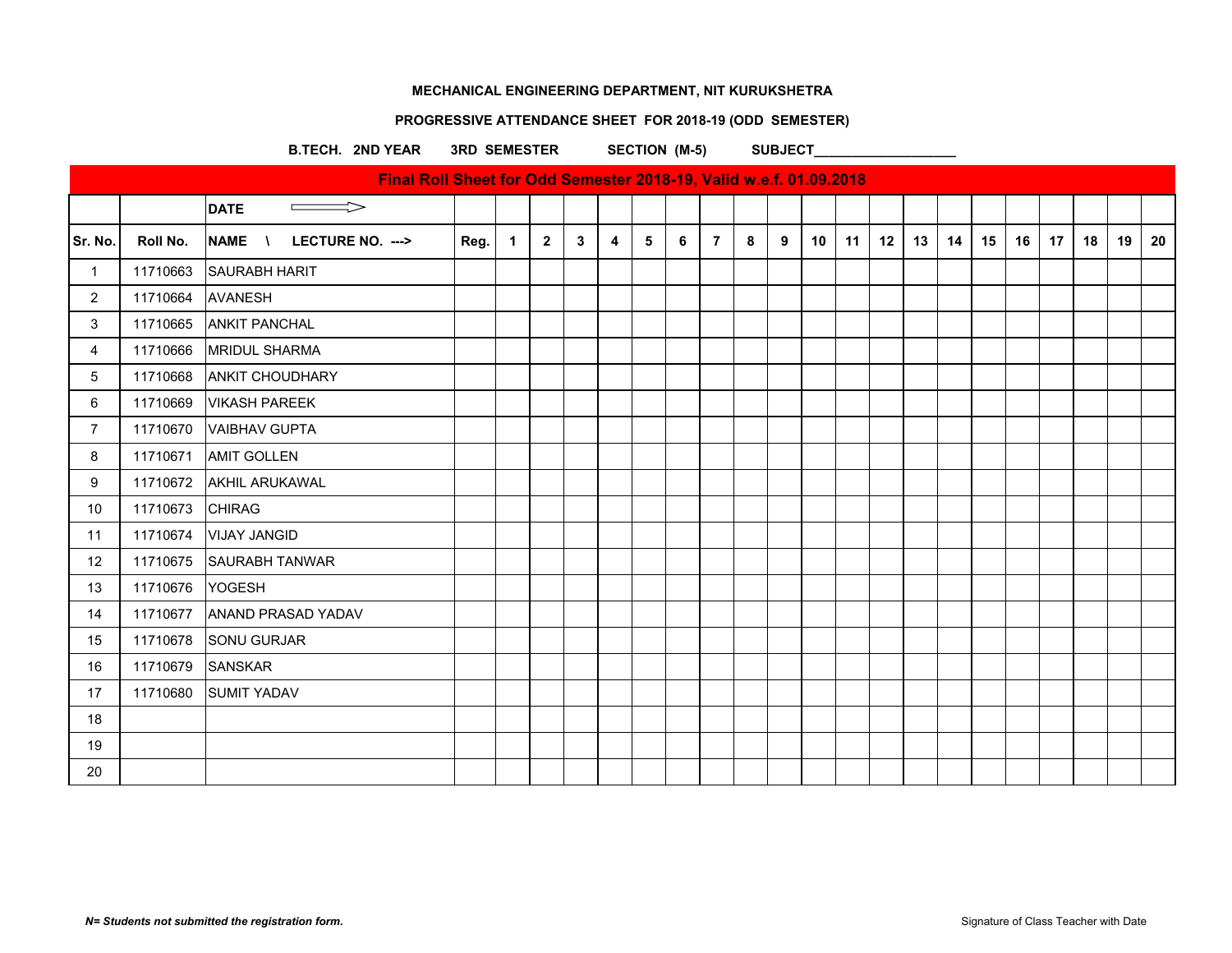**MECHANICAL ENGINEERING DEPARTMENT, NIT KURUKSHETRA**

**PROGRESSIVE ATTENDANCE SHEET FOR 2018-19 (ODD SEMESTER)**

**B.TECH. 2ND YEAR   3RD SEMESTER   SECTION (M-5)   SUBJECT___________________**

**Final Roll Sheet for Odd Semester 2018-19, Valid w.e.f. 01.09.2018**

| | | DATE ⟹ | | | | | | | | | | | | | | | | | | | | | |
|---|---|---|---|---|---|---|---|---|---|---|---|---|---|---|---|---|---|---|---|---|---|---|---|
| **Sr. No.** | **Roll No.** | **NAME \ LECTURE NO. --->** | **Reg.** | **1** | **2** | **3** | **4** | **5** | **6** | **7** | **8** | **9** | **10** | **11** | **12** | **13** | **14** | **15** | **16** | **17** | **18** | **19** | **20** |
| 1 | 11710663 | SAURABH HARIT | | | | | | | | | | | | | | | | | | | | | |
| 2 | 11710664 | AVANESH | | | | | | | | | | | | | | | | | | | | | |
| 3 | 11710665 | ANKIT PANCHAL | | | | | | | | | | | | | | | | | | | | | |
| 4 | 11710666 | MRIDUL SHARMA | | | | | | | | | | | | | | | | | | | | | |
| 5 | 11710668 | ANKIT CHOUDHARY | | | | | | | | | | | | | | | | | | | | | |
| 6 | 11710669 | VIKASH PAREEK | | | | | | | | | | | | | | | | | | | | | |
| 7 | 11710670 | VAIBHAV GUPTA | | | | | | | | | | | | | | | | | | | | | |
| 8 | 11710671 | AMIT GOLLEN | | | | | | | | | | | | | | | | | | | | | |
| 9 | 11710672 | AKHIL ARUKAWAL | | | | | | | | | | | | | | | | | | | | | |
| 10 | 11710673 | CHIRAG | | | | | | | | | | | | | | | | | | | | | |
| 11 | 11710674 | VIJAY JANGID | | | | | | | | | | | | | | | | | | | | | |
| 12 | 11710675 | SAURABH TANWAR | | | | | | | | | | | | | | | | | | | | | |
| 13 | 11710676 | YOGESH | | | | | | | | | | | | | | | | | | | | | |
| 14 | 11710677 | ANAND PRASAD YADAV | | | | | | | | | | | | | | | | | | | | | |
| 15 | 11710678 | SONU GURJAR | | | | | | | | | | | | | | | | | | | | | |
| 16 | 11710679 | SANSKAR | | | | | | | | | | | | | | | | | | | | | |
| 17 | 11710680 | SUMIT YADAV | | | | | | | | | | | | | | | | | | | | | |
| 18 | | | | | | | | | | | | | | | | | | | | | | | |
| 19 | | | | | | | | | | | | | | | | | | | | | | | |
| 20 | | | | | | | | | | | | | | | | | | | | | | | |

***N= Students not submitted the registration form.***

Signature of Class Teacher with Date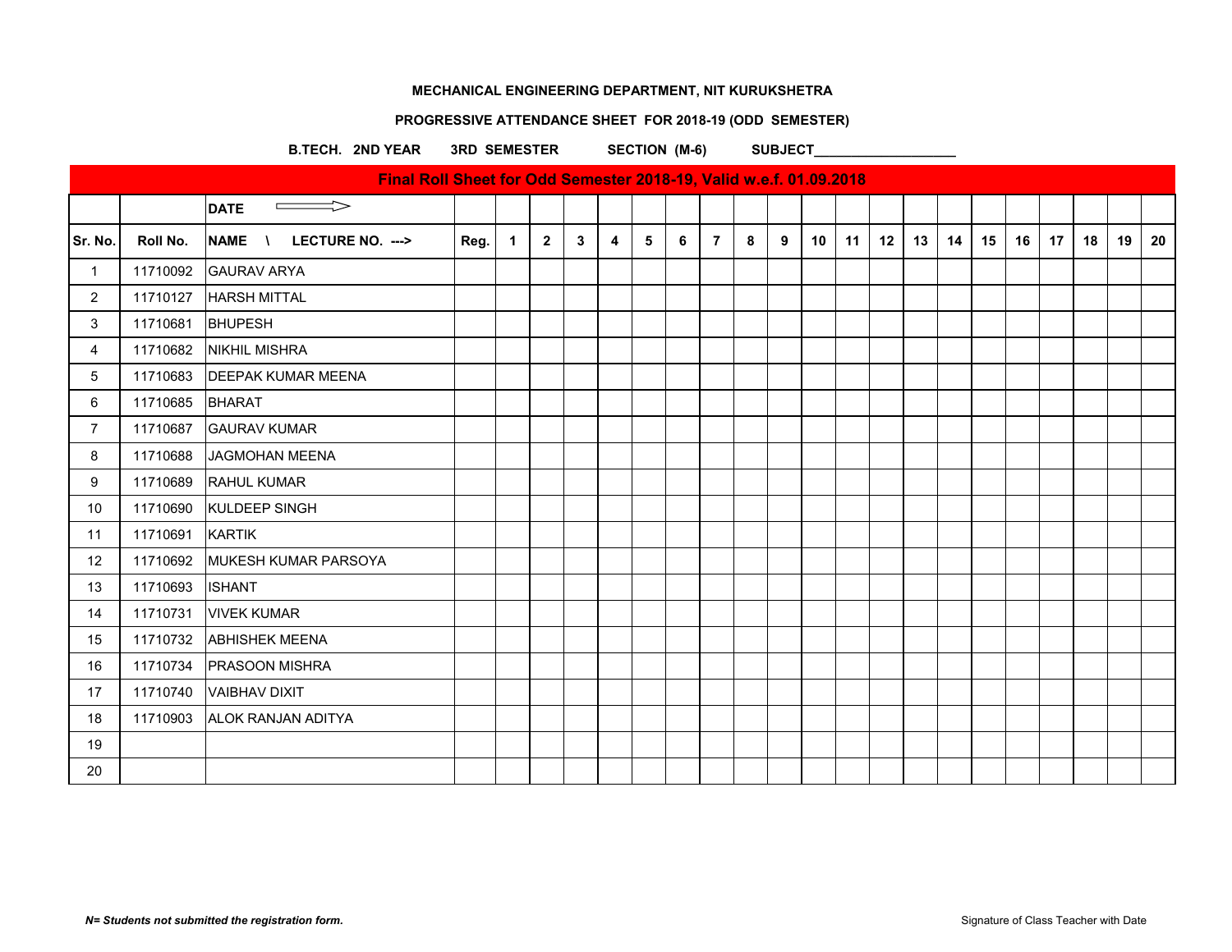**MECHANICAL ENGINEERING DEPARTMENT, NIT KURUKSHETRA**

**PROGRESSIVE ATTENDANCE SHEET FOR 2018-19 (ODD SEMESTER)**

**B.TECH. 2ND YEAR 3RD SEMESTER SECTION (M-6) SUBJECT\_\_\_\_\_\_\_\_\_\_\_\_\_\_\_\_\_\_\_\_**

**Final Roll Sheet for Odd Semester 2018-19, Valid w.e.f. 01.09.2018**

| | | DATE ⟹ | | | | | | | | | | | | | | | | | | | | | |
|---|---|---|---|---|---|---|---|---|---|---|---|---|---|---|---|---|---|---|---|---|---|---|---|
| **Sr. No.** | **Roll No.** | **NAME \ LECTURE NO. --->** | **Reg.** | **1** | **2** | **3** | **4** | **5** | **6** | **7** | **8** | **9** | **10** | **11** | **12** | **13** | **14** | **15** | **16** | **17** | **18** | **19** | **20** |
| 1 | 11710092 | GAURAV ARYA | | | | | | | | | | | | | | | | | | | | | |
| 2 | 11710127 | HARSH MITTAL | | | | | | | | | | | | | | | | | | | | | |
| 3 | 11710681 | BHUPESH | | | | | | | | | | | | | | | | | | | | | |
| 4 | 11710682 | NIKHIL MISHRA | | | | | | | | | | | | | | | | | | | | | |
| 5 | 11710683 | DEEPAK KUMAR MEENA | | | | | | | | | | | | | | | | | | | | | |
| 6 | 11710685 | BHARAT | | | | | | | | | | | | | | | | | | | | | |
| 7 | 11710687 | GAURAV KUMAR | | | | | | | | | | | | | | | | | | | | | |
| 8 | 11710688 | JAGMOHAN MEENA | | | | | | | | | | | | | | | | | | | | | |
| 9 | 11710689 | RAHUL KUMAR | | | | | | | | | | | | | | | | | | | | | |
| 10 | 11710690 | KULDEEP SINGH | | | | | | | | | | | | | | | | | | | | | |
| 11 | 11710691 | KARTIK | | | | | | | | | | | | | | | | | | | | | |
| 12 | 11710692 | MUKESH KUMAR PARSOYA | | | | | | | | | | | | | | | | | | | | | |
| 13 | 11710693 | ISHANT | | | | | | | | | | | | | | | | | | | | | |
| 14 | 11710731 | VIVEK KUMAR | | | | | | | | | | | | | | | | | | | | | |
| 15 | 11710732 | ABHISHEK MEENA | | | | | | | | | | | | | | | | | | | | | |
| 16 | 11710734 | PRASOON MISHRA | | | | | | | | | | | | | | | | | | | | | |
| 17 | 11710740 | VAIBHAV DIXIT | | | | | | | | | | | | | | | | | | | | | |
| 18 | 11710903 | ALOK RANJAN ADITYA | | | | | | | | | | | | | | | | | | | | | |
| 19 | | | | | | | | | | | | | | | | | | | | | | | |
| 20 | | | | | | | | | | | | | | | | | | | | | | | |

***N= Students not submitted the registration form.***

Signature of Class Teacher with Date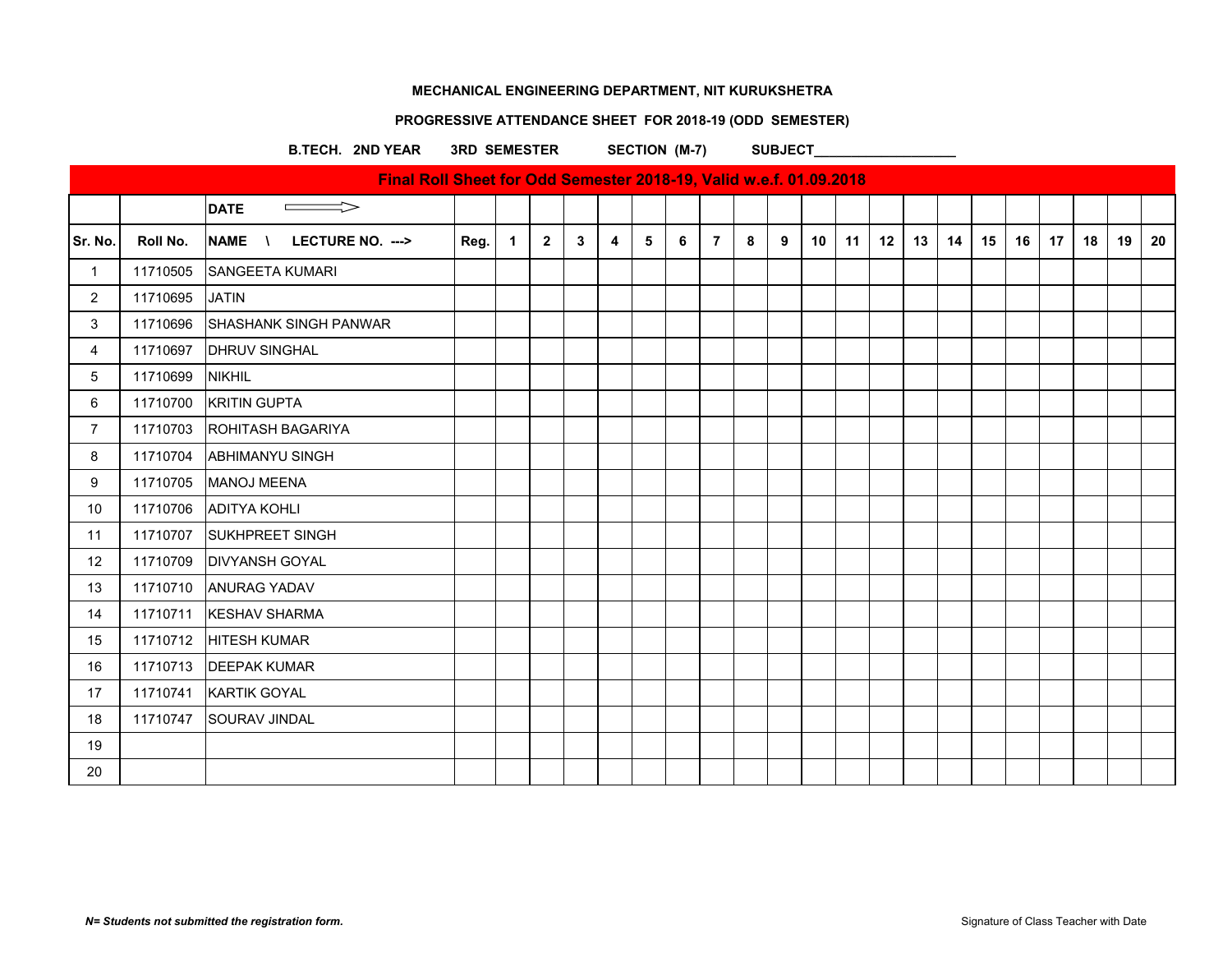**MECHANICAL ENGINEERING DEPARTMENT, NIT KURUKSHETRA**

**PROGRESSIVE ATTENDANCE SHEET FOR 2018-19 (ODD SEMESTER)**

**B.TECH. 2ND YEAR 3RD SEMESTER SECTION (M-7) SUBJECT___________________**

**Final Roll Sheet for Odd Semester 2018-19, Valid w.e.f. 01.09.2018**

| | | DATE ⟹ | | | | | | | | | | | | | | | | | | | | | |
|---|---|---|---|---|---|---|---|---|---|---|---|---|---|---|---|---|---|---|---|---|---|---|---|
| Sr. No. | Roll No. | NAME \ LECTURE NO. ---> | Reg. | 1 | 2 | 3 | 4 | 5 | 6 | 7 | 8 | 9 | 10 | 11 | 12 | 13 | 14 | 15 | 16 | 17 | 18 | 19 | 20 |
| 1 | 11710505 | SANGEETA KUMARI | | | | | | | | | | | | | | | | | | | | | |
| 2 | 11710695 | JATIN | | | | | | | | | | | | | | | | | | | | | |
| 3 | 11710696 | SHASHANK SINGH PANWAR | | | | | | | | | | | | | | | | | | | | | |
| 4 | 11710697 | DHRUV SINGHAL | | | | | | | | | | | | | | | | | | | | | |
| 5 | 11710699 | NIKHIL | | | | | | | | | | | | | | | | | | | | | |
| 6 | 11710700 | KRITIN GUPTA | | | | | | | | | | | | | | | | | | | | | |
| 7 | 11710703 | ROHITASH BAGARIYA | | | | | | | | | | | | | | | | | | | | | |
| 8 | 11710704 | ABHIMANYU SINGH | | | | | | | | | | | | | | | | | | | | | |
| 9 | 11710705 | MANOJ MEENA | | | | | | | | | | | | | | | | | | | | | |
| 10 | 11710706 | ADITYA KOHLI | | | | | | | | | | | | | | | | | | | | | |
| 11 | 11710707 | SUKHPREET SINGH | | | | | | | | | | | | | | | | | | | | | |
| 12 | 11710709 | DIVYANSH GOYAL | | | | | | | | | | | | | | | | | | | | | |
| 13 | 11710710 | ANURAG YADAV | | | | | | | | | | | | | | | | | | | | | |
| 14 | 11710711 | KESHAV SHARMA | | | | | | | | | | | | | | | | | | | | | |
| 15 | 11710712 | HITESH KUMAR | | | | | | | | | | | | | | | | | | | | | |
| 16 | 11710713 | DEEPAK KUMAR | | | | | | | | | | | | | | | | | | | | | |
| 17 | 11710741 | KARTIK GOYAL | | | | | | | | | | | | | | | | | | | | | |
| 18 | 11710747 | SOURAV JINDAL | | | | | | | | | | | | | | | | | | | | | |
| 19 | | | | | | | | | | | | | | | | | | | | | | | |
| 20 | | | | | | | | | | | | | | | | | | | | | | | |

***N= Students not submitted the registration form.***

Signature of Class Teacher with Date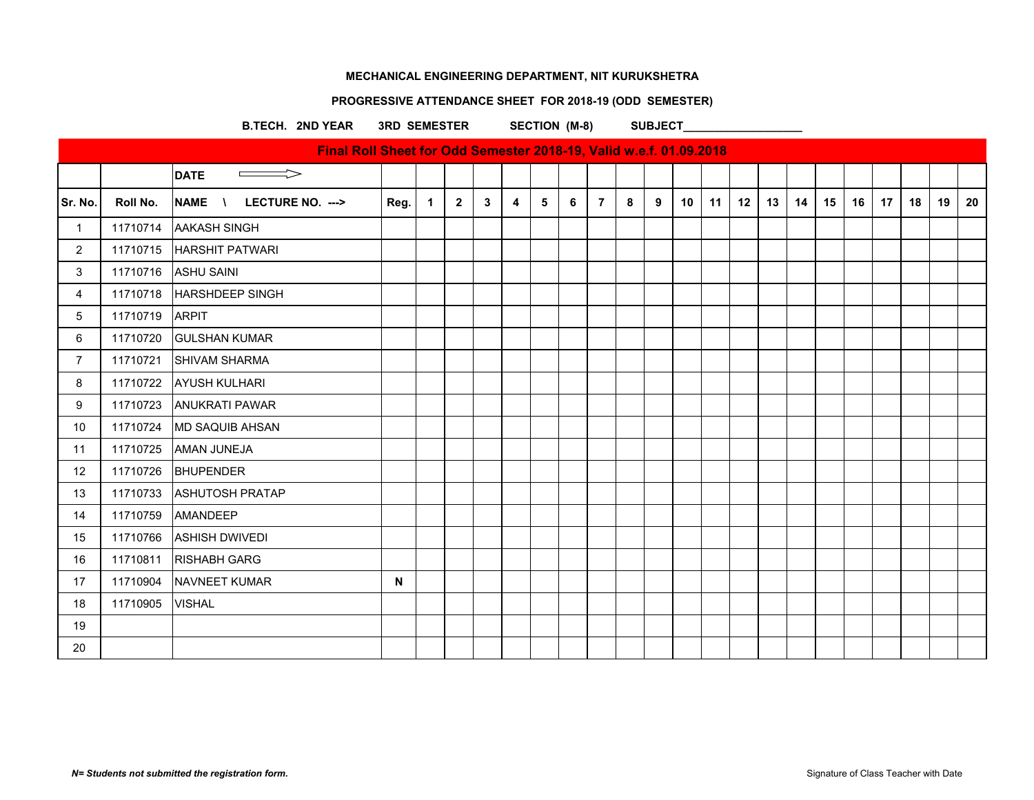**MECHANICAL ENGINEERING DEPARTMENT, NIT KURUKSHETRA**

**PROGRESSIVE ATTENDANCE SHEET FOR 2018-19 (ODD SEMESTER)**

**B.TECH. 2ND YEAR 3RD SEMESTER SECTION (M-8) SUBJECT___________________**

**Final Roll Sheet for Odd Semester 2018-19, Valid w.e.f. 01.09.2018**

| | | DATE ⟹ | | | | | | | | | | | | | | | | | | | | | |
|---|---|---|---|---|---|---|---|---|---|---|---|---|---|---|---|---|---|---|---|---|---|---|---|
| **Sr. No.** | **Roll No.** | **NAME \ LECTURE NO. --->** | **Reg.** | **1** | **2** | **3** | **4** | **5** | **6** | **7** | **8** | **9** | **10** | **11** | **12** | **13** | **14** | **15** | **16** | **17** | **18** | **19** | **20** |
| 1 | 11710714 | AAKASH SINGH | | | | | | | | | | | | | | | | | | | | | |
| 2 | 11710715 | HARSHIT PATWARI | | | | | | | | | | | | | | | | | | | | | |
| 3 | 11710716 | ASHU SAINI | | | | | | | | | | | | | | | | | | | | | |
| 4 | 11710718 | HARSHDEEP SINGH | | | | | | | | | | | | | | | | | | | | | |
| 5 | 11710719 | ARPIT | | | | | | | | | | | | | | | | | | | | | |
| 6 | 11710720 | GULSHAN KUMAR | | | | | | | | | | | | | | | | | | | | | |
| 7 | 11710721 | SHIVAM SHARMA | | | | | | | | | | | | | | | | | | | | | |
| 8 | 11710722 | AYUSH KULHARI | | | | | | | | | | | | | | | | | | | | | |
| 9 | 11710723 | ANUKRATI PAWAR | | | | | | | | | | | | | | | | | | | | | |
| 10 | 11710724 | MD SAQUIB AHSAN | | | | | | | | | | | | | | | | | | | | | |
| 11 | 11710725 | AMAN JUNEJA | | | | | | | | | | | | | | | | | | | | | |
| 12 | 11710726 | BHUPENDER | | | | | | | | | | | | | | | | | | | | | |
| 13 | 11710733 | ASHUTOSH PRATAP | | | | | | | | | | | | | | | | | | | | | |
| 14 | 11710759 | AMANDEEP | | | | | | | | | | | | | | | | | | | | | |
| 15 | 11710766 | ASHISH DWIVEDI | | | | | | | | | | | | | | | | | | | | | |
| 16 | 11710811 | RISHABH GARG | | | | | | | | | | | | | | | | | | | | | |
| 17 | 11710904 | NAVNEET KUMAR | **N** | | | | | | | | | | | | | | | | | | | | |
| 18 | 11710905 | VISHAL | | | | | | | | | | | | | | | | | | | | | |
| 19 | | | | | | | | | | | | | | | | | | | | | | | |
| 20 | | | | | | | | | | | | | | | | | | | | | | | |

***N= Students not submitted the registration form.***

Signature of Class Teacher with Date